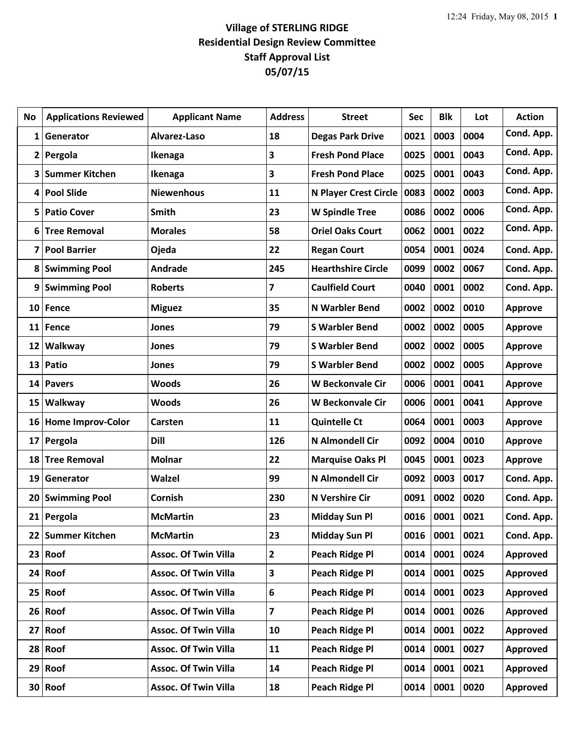# Village of STERLING RIDGE
## Residential Design Review Committee
## Staff Approval List
## 05/07/15

| No | Applications Reviewed | Applicant Name | Address | Street | Sec | Blk | Lot | Action |
|---|---|---|---|---|---|---|---|---|
| 1 | Generator | Alvarez-Laso | 18 | Degas Park Drive | 0021 | 0003 | 0004 | Cond. App. |
| 2 | Pergola | Ikenaga | 3 | Fresh Pond Place | 0025 | 0001 | 0043 | Cond. App. |
| 3 | Summer Kitchen | Ikenaga | 3 | Fresh Pond Place | 0025 | 0001 | 0043 | Cond. App. |
| 4 | Pool Slide | Niewenhous | 11 | N Player Crest Circle | 0083 | 0002 | 0003 | Cond. App. |
| 5 | Patio Cover | Smith | 23 | W Spindle Tree | 0086 | 0002 | 0006 | Cond. App. |
| 6 | Tree Removal | Morales | 58 | Oriel Oaks Court | 0062 | 0001 | 0022 | Cond. App. |
| 7 | Pool Barrier | Ojeda | 22 | Regan Court | 0054 | 0001 | 0024 | Cond. App. |
| 8 | Swimming Pool | Andrade | 245 | Hearthshire Circle | 0099 | 0002 | 0067 | Cond. App. |
| 9 | Swimming Pool | Roberts | 7 | Caulfield Court | 0040 | 0001 | 0002 | Cond. App. |
| 10 | Fence | Miguez | 35 | N Warbler Bend | 0002 | 0002 | 0010 | Approve |
| 11 | Fence | Jones | 79 | S Warbler Bend | 0002 | 0002 | 0005 | Approve |
| 12 | Walkway | Jones | 79 | S Warbler Bend | 0002 | 0002 | 0005 | Approve |
| 13 | Patio | Jones | 79 | S Warbler Bend | 0002 | 0002 | 0005 | Approve |
| 14 | Pavers | Woods | 26 | W Beckonvale Cir | 0006 | 0001 | 0041 | Approve |
| 15 | Walkway | Woods | 26 | W Beckonvale Cir | 0006 | 0001 | 0041 | Approve |
| 16 | Home Improv-Color | Carsten | 11 | Quintelle Ct | 0064 | 0001 | 0003 | Approve |
| 17 | Pergola | Dill | 126 | N Almondell Cir | 0092 | 0004 | 0010 | Approve |
| 18 | Tree Removal | Molnar | 22 | Marquise Oaks Pl | 0045 | 0001 | 0023 | Approve |
| 19 | Generator | Walzel | 99 | N Almondell Cir | 0092 | 0003 | 0017 | Cond. App. |
| 20 | Swimming Pool | Cornish | 230 | N Vershire Cir | 0091 | 0002 | 0020 | Cond. App. |
| 21 | Pergola | McMartin | 23 | Midday Sun Pl | 0016 | 0001 | 0021 | Cond. App. |
| 22 | Summer Kitchen | McMartin | 23 | Midday Sun Pl | 0016 | 0001 | 0021 | Cond. App. |
| 23 | Roof | Assoc. Of Twin Villa | 2 | Peach Ridge Pl | 0014 | 0001 | 0024 | Approved |
| 24 | Roof | Assoc. Of Twin Villa | 3 | Peach Ridge Pl | 0014 | 0001 | 0025 | Approved |
| 25 | Roof | Assoc. Of Twin Villa | 6 | Peach Ridge Pl | 0014 | 0001 | 0023 | Approved |
| 26 | Roof | Assoc. Of Twin Villa | 7 | Peach Ridge Pl | 0014 | 0001 | 0026 | Approved |
| 27 | Roof | Assoc. Of Twin Villa | 10 | Peach Ridge Pl | 0014 | 0001 | 0022 | Approved |
| 28 | Roof | Assoc. Of Twin Villa | 11 | Peach Ridge Pl | 0014 | 0001 | 0027 | Approved |
| 29 | Roof | Assoc. Of Twin Villa | 14 | Peach Ridge Pl | 0014 | 0001 | 0021 | Approved |
| 30 | Roof | Assoc. Of Twin Villa | 18 | Peach Ridge Pl | 0014 | 0001 | 0020 | Approved |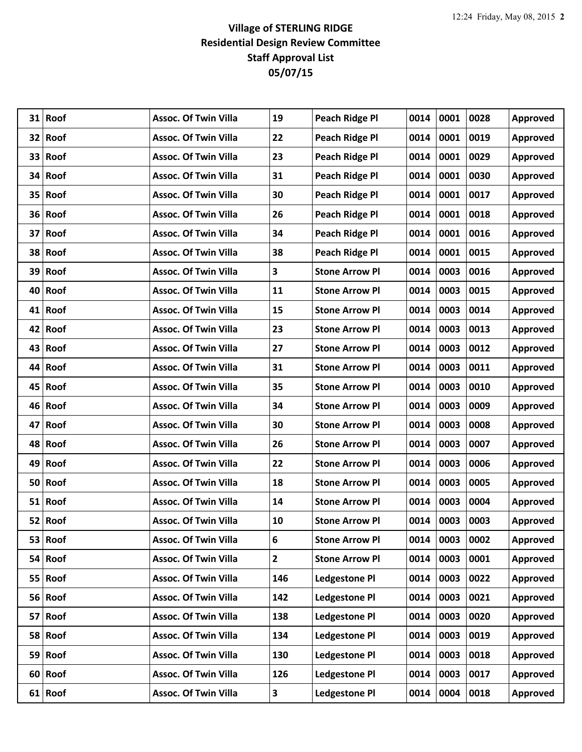# Village of STERLING RIDGE
## Residential Design Review Committee
## Staff Approval List
## 05/07/15

| | | | | | | | | |
|---|---|---|---|---|---|---|---|---|
| 31 | Roof | Assoc. Of Twin Villa | 19 | Peach Ridge Pl | 0014 | 0001 | 0028 | Approved |
| 32 | Roof | Assoc. Of Twin Villa | 22 | Peach Ridge Pl | 0014 | 0001 | 0019 | Approved |
| 33 | Roof | Assoc. Of Twin Villa | 23 | Peach Ridge Pl | 0014 | 0001 | 0029 | Approved |
| 34 | Roof | Assoc. Of Twin Villa | 31 | Peach Ridge Pl | 0014 | 0001 | 0030 | Approved |
| 35 | Roof | Assoc. Of Twin Villa | 30 | Peach Ridge Pl | 0014 | 0001 | 0017 | Approved |
| 36 | Roof | Assoc. Of Twin Villa | 26 | Peach Ridge Pl | 0014 | 0001 | 0018 | Approved |
| 37 | Roof | Assoc. Of Twin Villa | 34 | Peach Ridge Pl | 0014 | 0001 | 0016 | Approved |
| 38 | Roof | Assoc. Of Twin Villa | 38 | Peach Ridge Pl | 0014 | 0001 | 0015 | Approved |
| 39 | Roof | Assoc. Of Twin Villa | 3 | Stone Arrow Pl | 0014 | 0003 | 0016 | Approved |
| 40 | Roof | Assoc. Of Twin Villa | 11 | Stone Arrow Pl | 0014 | 0003 | 0015 | Approved |
| 41 | Roof | Assoc. Of Twin Villa | 15 | Stone Arrow Pl | 0014 | 0003 | 0014 | Approved |
| 42 | Roof | Assoc. Of Twin Villa | 23 | Stone Arrow Pl | 0014 | 0003 | 0013 | Approved |
| 43 | Roof | Assoc. Of Twin Villa | 27 | Stone Arrow Pl | 0014 | 0003 | 0012 | Approved |
| 44 | Roof | Assoc. Of Twin Villa | 31 | Stone Arrow Pl | 0014 | 0003 | 0011 | Approved |
| 45 | Roof | Assoc. Of Twin Villa | 35 | Stone Arrow Pl | 0014 | 0003 | 0010 | Approved |
| 46 | Roof | Assoc. Of Twin Villa | 34 | Stone Arrow Pl | 0014 | 0003 | 0009 | Approved |
| 47 | Roof | Assoc. Of Twin Villa | 30 | Stone Arrow Pl | 0014 | 0003 | 0008 | Approved |
| 48 | Roof | Assoc. Of Twin Villa | 26 | Stone Arrow Pl | 0014 | 0003 | 0007 | Approved |
| 49 | Roof | Assoc. Of Twin Villa | 22 | Stone Arrow Pl | 0014 | 0003 | 0006 | Approved |
| 50 | Roof | Assoc. Of Twin Villa | 18 | Stone Arrow Pl | 0014 | 0003 | 0005 | Approved |
| 51 | Roof | Assoc. Of Twin Villa | 14 | Stone Arrow Pl | 0014 | 0003 | 0004 | Approved |
| 52 | Roof | Assoc. Of Twin Villa | 10 | Stone Arrow Pl | 0014 | 0003 | 0003 | Approved |
| 53 | Roof | Assoc. Of Twin Villa | 6 | Stone Arrow Pl | 0014 | 0003 | 0002 | Approved |
| 54 | Roof | Assoc. Of Twin Villa | 2 | Stone Arrow Pl | 0014 | 0003 | 0001 | Approved |
| 55 | Roof | Assoc. Of Twin Villa | 146 | Ledgestone Pl | 0014 | 0003 | 0022 | Approved |
| 56 | Roof | Assoc. Of Twin Villa | 142 | Ledgestone Pl | 0014 | 0003 | 0021 | Approved |
| 57 | Roof | Assoc. Of Twin Villa | 138 | Ledgestone Pl | 0014 | 0003 | 0020 | Approved |
| 58 | Roof | Assoc. Of Twin Villa | 134 | Ledgestone Pl | 0014 | 0003 | 0019 | Approved |
| 59 | Roof | Assoc. Of Twin Villa | 130 | Ledgestone Pl | 0014 | 0003 | 0018 | Approved |
| 60 | Roof | Assoc. Of Twin Villa | 126 | Ledgestone Pl | 0014 | 0003 | 0017 | Approved |
| 61 | Roof | Assoc. Of Twin Villa | 3 | Ledgestone Pl | 0014 | 0004 | 0018 | Approved |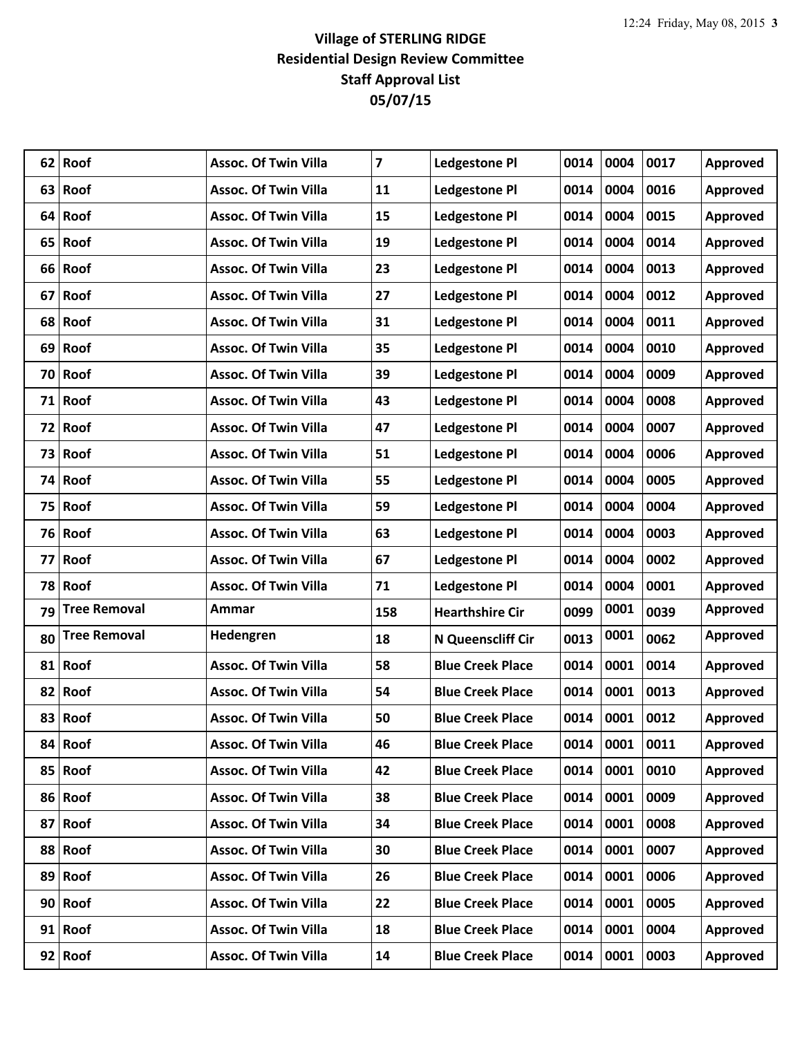**Village of STERLING RIDGE**
**Residential Design Review Committee**
**Staff Approval List**
**05/07/15**

| | | | | | | | | |
|---|---|---|---|---|---|---|---|---|
| 62 | Roof | Assoc. Of Twin Villa | 7 | Ledgestone Pl | 0014 | 0004 | 0017 | Approved |
| 63 | Roof | Assoc. Of Twin Villa | 11 | Ledgestone Pl | 0014 | 0004 | 0016 | Approved |
| 64 | Roof | Assoc. Of Twin Villa | 15 | Ledgestone Pl | 0014 | 0004 | 0015 | Approved |
| 65 | Roof | Assoc. Of Twin Villa | 19 | Ledgestone Pl | 0014 | 0004 | 0014 | Approved |
| 66 | Roof | Assoc. Of Twin Villa | 23 | Ledgestone Pl | 0014 | 0004 | 0013 | Approved |
| 67 | Roof | Assoc. Of Twin Villa | 27 | Ledgestone Pl | 0014 | 0004 | 0012 | Approved |
| 68 | Roof | Assoc. Of Twin Villa | 31 | Ledgestone Pl | 0014 | 0004 | 0011 | Approved |
| 69 | Roof | Assoc. Of Twin Villa | 35 | Ledgestone Pl | 0014 | 0004 | 0010 | Approved |
| 70 | Roof | Assoc. Of Twin Villa | 39 | Ledgestone Pl | 0014 | 0004 | 0009 | Approved |
| 71 | Roof | Assoc. Of Twin Villa | 43 | Ledgestone Pl | 0014 | 0004 | 0008 | Approved |
| 72 | Roof | Assoc. Of Twin Villa | 47 | Ledgestone Pl | 0014 | 0004 | 0007 | Approved |
| 73 | Roof | Assoc. Of Twin Villa | 51 | Ledgestone Pl | 0014 | 0004 | 0006 | Approved |
| 74 | Roof | Assoc. Of Twin Villa | 55 | Ledgestone Pl | 0014 | 0004 | 0005 | Approved |
| 75 | Roof | Assoc. Of Twin Villa | 59 | Ledgestone Pl | 0014 | 0004 | 0004 | Approved |
| 76 | Roof | Assoc. Of Twin Villa | 63 | Ledgestone Pl | 0014 | 0004 | 0003 | Approved |
| 77 | Roof | Assoc. Of Twin Villa | 67 | Ledgestone Pl | 0014 | 0004 | 0002 | Approved |
| 78 | Roof | Assoc. Of Twin Villa | 71 | Ledgestone Pl | 0014 | 0004 | 0001 | Approved |
| 79 | Tree Removal | Ammar | 158 | Hearthshire Cir | 0099 | 0001 | 0039 | Approved |
| 80 | Tree Removal | Hedengren | 18 | N Queenscliff Cir | 0013 | 0001 | 0062 | Approved |
| 81 | Roof | Assoc. Of Twin Villa | 58 | Blue Creek Place | 0014 | 0001 | 0014 | Approved |
| 82 | Roof | Assoc. Of Twin Villa | 54 | Blue Creek Place | 0014 | 0001 | 0013 | Approved |
| 83 | Roof | Assoc. Of Twin Villa | 50 | Blue Creek Place | 0014 | 0001 | 0012 | Approved |
| 84 | Roof | Assoc. Of Twin Villa | 46 | Blue Creek Place | 0014 | 0001 | 0011 | Approved |
| 85 | Roof | Assoc. Of Twin Villa | 42 | Blue Creek Place | 0014 | 0001 | 0010 | Approved |
| 86 | Roof | Assoc. Of Twin Villa | 38 | Blue Creek Place | 0014 | 0001 | 0009 | Approved |
| 87 | Roof | Assoc. Of Twin Villa | 34 | Blue Creek Place | 0014 | 0001 | 0008 | Approved |
| 88 | Roof | Assoc. Of Twin Villa | 30 | Blue Creek Place | 0014 | 0001 | 0007 | Approved |
| 89 | Roof | Assoc. Of Twin Villa | 26 | Blue Creek Place | 0014 | 0001 | 0006 | Approved |
| 90 | Roof | Assoc. Of Twin Villa | 22 | Blue Creek Place | 0014 | 0001 | 0005 | Approved |
| 91 | Roof | Assoc. Of Twin Villa | 18 | Blue Creek Place | 0014 | 0001 | 0004 | Approved |
| 92 | Roof | Assoc. Of Twin Villa | 14 | Blue Creek Place | 0014 | 0001 | 0003 | Approved |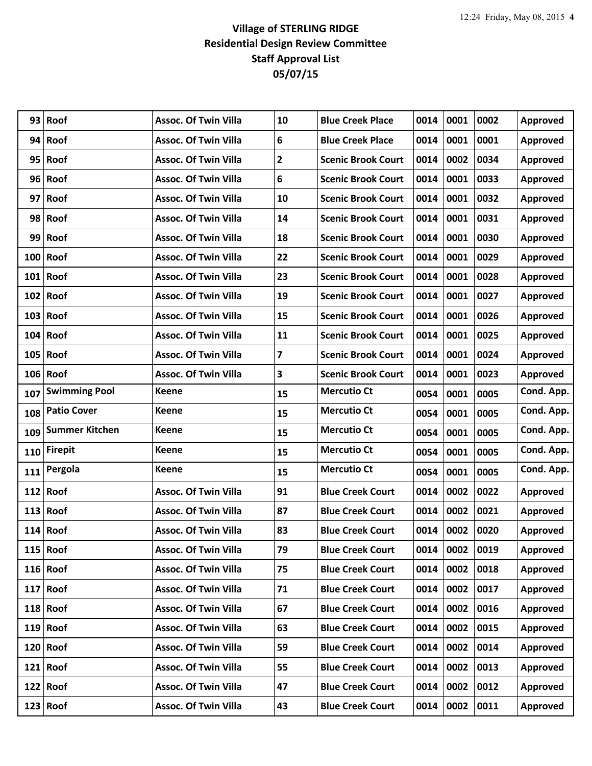**Village of STERLING RIDGE**
**Residential Design Review Committee**
**Staff Approval List**
**05/07/15**

| | | | | | | | | |
|---|---|---|---|---|---|---|---|---|
| 93 | Roof | Assoc. Of Twin Villa | 10 | Blue Creek Place | 0014 | 0001 | 0002 | Approved |
| 94 | Roof | Assoc. Of Twin Villa | 6 | Blue Creek Place | 0014 | 0001 | 0001 | Approved |
| 95 | Roof | Assoc. Of Twin Villa | 2 | Scenic Brook Court | 0014 | 0002 | 0034 | Approved |
| 96 | Roof | Assoc. Of Twin Villa | 6 | Scenic Brook Court | 0014 | 0001 | 0033 | Approved |
| 97 | Roof | Assoc. Of Twin Villa | 10 | Scenic Brook Court | 0014 | 0001 | 0032 | Approved |
| 98 | Roof | Assoc. Of Twin Villa | 14 | Scenic Brook Court | 0014 | 0001 | 0031 | Approved |
| 99 | Roof | Assoc. Of Twin Villa | 18 | Scenic Brook Court | 0014 | 0001 | 0030 | Approved |
| 100 | Roof | Assoc. Of Twin Villa | 22 | Scenic Brook Court | 0014 | 0001 | 0029 | Approved |
| 101 | Roof | Assoc. Of Twin Villa | 23 | Scenic Brook Court | 0014 | 0001 | 0028 | Approved |
| 102 | Roof | Assoc. Of Twin Villa | 19 | Scenic Brook Court | 0014 | 0001 | 0027 | Approved |
| 103 | Roof | Assoc. Of Twin Villa | 15 | Scenic Brook Court | 0014 | 0001 | 0026 | Approved |
| 104 | Roof | Assoc. Of Twin Villa | 11 | Scenic Brook Court | 0014 | 0001 | 0025 | Approved |
| 105 | Roof | Assoc. Of Twin Villa | 7 | Scenic Brook Court | 0014 | 0001 | 0024 | Approved |
| 106 | Roof | Assoc. Of Twin Villa | 3 | Scenic Brook Court | 0014 | 0001 | 0023 | Approved |
| 107 | Swimming Pool | Keene | 15 | Mercutio Ct | 0054 | 0001 | 0005 | Cond. App. |
| 108 | Patio Cover | Keene | 15 | Mercutio Ct | 0054 | 0001 | 0005 | Cond. App. |
| 109 | Summer Kitchen | Keene | 15 | Mercutio Ct | 0054 | 0001 | 0005 | Cond. App. |
| 110 | Firepit | Keene | 15 | Mercutio Ct | 0054 | 0001 | 0005 | Cond. App. |
| 111 | Pergola | Keene | 15 | Mercutio Ct | 0054 | 0001 | 0005 | Cond. App. |
| 112 | Roof | Assoc. Of Twin Villa | 91 | Blue Creek Court | 0014 | 0002 | 0022 | Approved |
| 113 | Roof | Assoc. Of Twin Villa | 87 | Blue Creek Court | 0014 | 0002 | 0021 | Approved |
| 114 | Roof | Assoc. Of Twin Villa | 83 | Blue Creek Court | 0014 | 0002 | 0020 | Approved |
| 115 | Roof | Assoc. Of Twin Villa | 79 | Blue Creek Court | 0014 | 0002 | 0019 | Approved |
| 116 | Roof | Assoc. Of Twin Villa | 75 | Blue Creek Court | 0014 | 0002 | 0018 | Approved |
| 117 | Roof | Assoc. Of Twin Villa | 71 | Blue Creek Court | 0014 | 0002 | 0017 | Approved |
| 118 | Roof | Assoc. Of Twin Villa | 67 | Blue Creek Court | 0014 | 0002 | 0016 | Approved |
| 119 | Roof | Assoc. Of Twin Villa | 63 | Blue Creek Court | 0014 | 0002 | 0015 | Approved |
| 120 | Roof | Assoc. Of Twin Villa | 59 | Blue Creek Court | 0014 | 0002 | 0014 | Approved |
| 121 | Roof | Assoc. Of Twin Villa | 55 | Blue Creek Court | 0014 | 0002 | 0013 | Approved |
| 122 | Roof | Assoc. Of Twin Villa | 47 | Blue Creek Court | 0014 | 0002 | 0012 | Approved |
| 123 | Roof | Assoc. Of Twin Villa | 43 | Blue Creek Court | 0014 | 0002 | 0011 | Approved |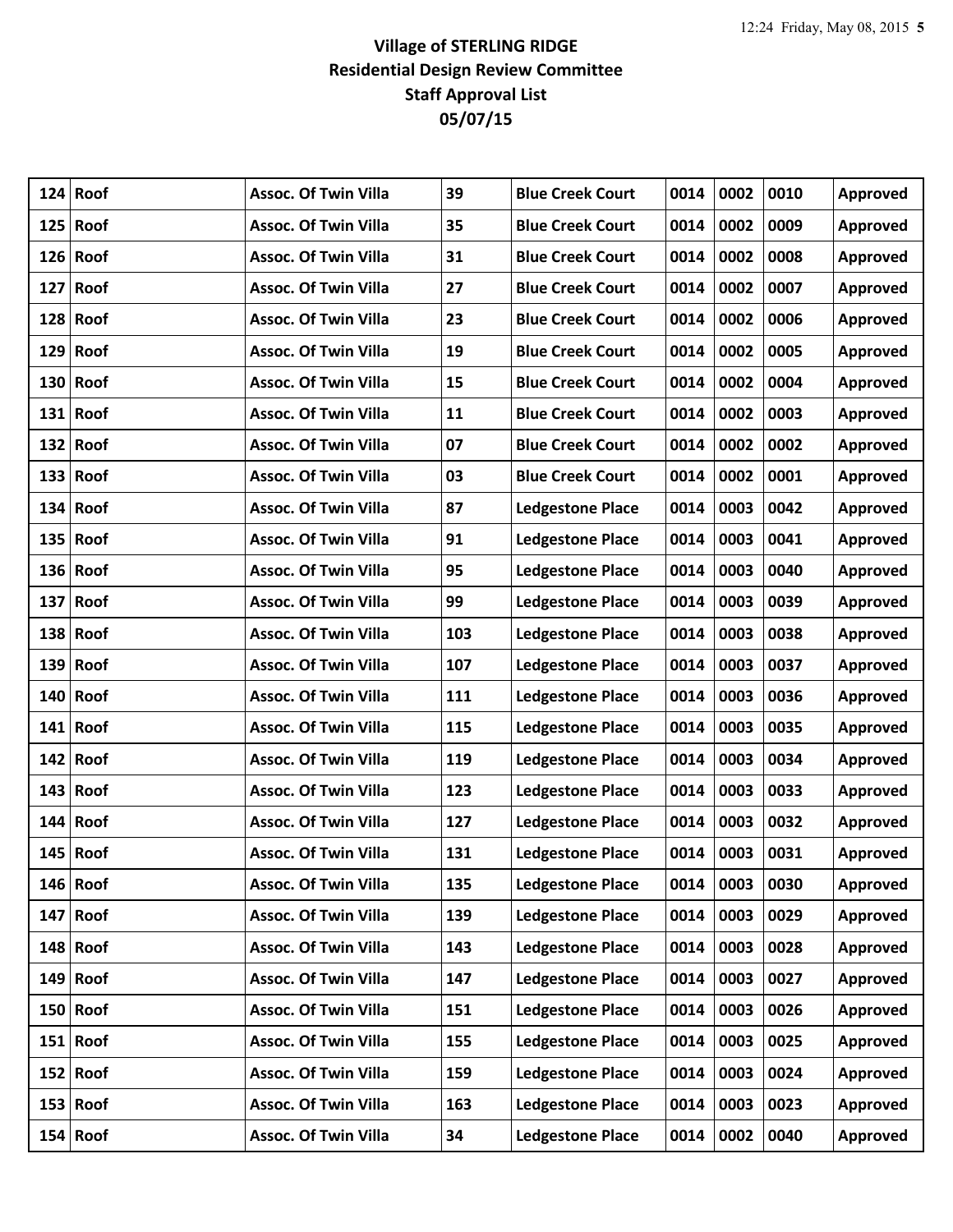# Village of STERLING RIDGE
## Residential Design Review Committee
## Staff Approval List
## 05/07/15

| | | | | | | | | |
|---|---|---|---|---|---|---|---|---|
| 124 | Roof | Assoc. Of Twin Villa | 39 | Blue Creek Court | 0014 | 0002 | 0010 | Approved |
| 125 | Roof | Assoc. Of Twin Villa | 35 | Blue Creek Court | 0014 | 0002 | 0009 | Approved |
| 126 | Roof | Assoc. Of Twin Villa | 31 | Blue Creek Court | 0014 | 0002 | 0008 | Approved |
| 127 | Roof | Assoc. Of Twin Villa | 27 | Blue Creek Court | 0014 | 0002 | 0007 | Approved |
| 128 | Roof | Assoc. Of Twin Villa | 23 | Blue Creek Court | 0014 | 0002 | 0006 | Approved |
| 129 | Roof | Assoc. Of Twin Villa | 19 | Blue Creek Court | 0014 | 0002 | 0005 | Approved |
| 130 | Roof | Assoc. Of Twin Villa | 15 | Blue Creek Court | 0014 | 0002 | 0004 | Approved |
| 131 | Roof | Assoc. Of Twin Villa | 11 | Blue Creek Court | 0014 | 0002 | 0003 | Approved |
| 132 | Roof | Assoc. Of Twin Villa | 07 | Blue Creek Court | 0014 | 0002 | 0002 | Approved |
| 133 | Roof | Assoc. Of Twin Villa | 03 | Blue Creek Court | 0014 | 0002 | 0001 | Approved |
| 134 | Roof | Assoc. Of Twin Villa | 87 | Ledgestone Place | 0014 | 0003 | 0042 | Approved |
| 135 | Roof | Assoc. Of Twin Villa | 91 | Ledgestone Place | 0014 | 0003 | 0041 | Approved |
| 136 | Roof | Assoc. Of Twin Villa | 95 | Ledgestone Place | 0014 | 0003 | 0040 | Approved |
| 137 | Roof | Assoc. Of Twin Villa | 99 | Ledgestone Place | 0014 | 0003 | 0039 | Approved |
| 138 | Roof | Assoc. Of Twin Villa | 103 | Ledgestone Place | 0014 | 0003 | 0038 | Approved |
| 139 | Roof | Assoc. Of Twin Villa | 107 | Ledgestone Place | 0014 | 0003 | 0037 | Approved |
| 140 | Roof | Assoc. Of Twin Villa | 111 | Ledgestone Place | 0014 | 0003 | 0036 | Approved |
| 141 | Roof | Assoc. Of Twin Villa | 115 | Ledgestone Place | 0014 | 0003 | 0035 | Approved |
| 142 | Roof | Assoc. Of Twin Villa | 119 | Ledgestone Place | 0014 | 0003 | 0034 | Approved |
| 143 | Roof | Assoc. Of Twin Villa | 123 | Ledgestone Place | 0014 | 0003 | 0033 | Approved |
| 144 | Roof | Assoc. Of Twin Villa | 127 | Ledgestone Place | 0014 | 0003 | 0032 | Approved |
| 145 | Roof | Assoc. Of Twin Villa | 131 | Ledgestone Place | 0014 | 0003 | 0031 | Approved |
| 146 | Roof | Assoc. Of Twin Villa | 135 | Ledgestone Place | 0014 | 0003 | 0030 | Approved |
| 147 | Roof | Assoc. Of Twin Villa | 139 | Ledgestone Place | 0014 | 0003 | 0029 | Approved |
| 148 | Roof | Assoc. Of Twin Villa | 143 | Ledgestone Place | 0014 | 0003 | 0028 | Approved |
| 149 | Roof | Assoc. Of Twin Villa | 147 | Ledgestone Place | 0014 | 0003 | 0027 | Approved |
| 150 | Roof | Assoc. Of Twin Villa | 151 | Ledgestone Place | 0014 | 0003 | 0026 | Approved |
| 151 | Roof | Assoc. Of Twin Villa | 155 | Ledgestone Place | 0014 | 0003 | 0025 | Approved |
| 152 | Roof | Assoc. Of Twin Villa | 159 | Ledgestone Place | 0014 | 0003 | 0024 | Approved |
| 153 | Roof | Assoc. Of Twin Villa | 163 | Ledgestone Place | 0014 | 0003 | 0023 | Approved |
| 154 | Roof | Assoc. Of Twin Villa | 34 | Ledgestone Place | 0014 | 0002 | 0040 | Approved |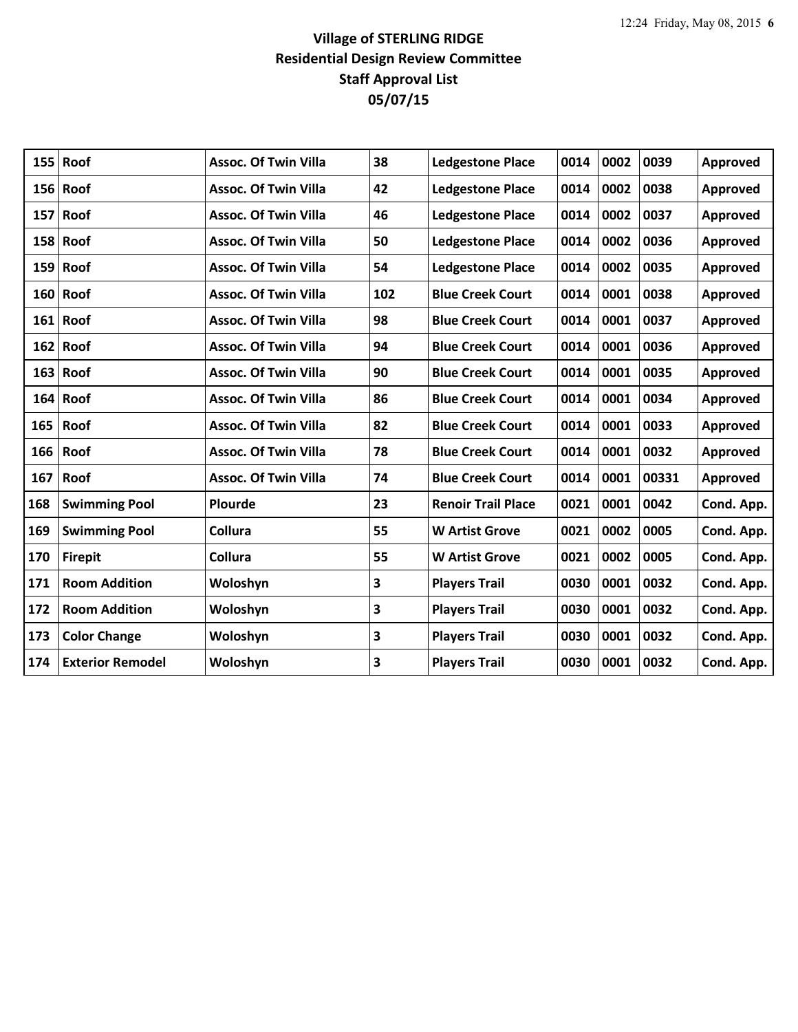# Village of STERLING RIDGE
## Residential Design Review Committee
## Staff Approval List
## 05/07/15

| | | | | | | | | |
|---|---|---|---|---|---|---|---|---|
| 155 | Roof | Assoc. Of Twin Villa | 38 | Ledgestone Place | 0014 | 0002 | 0039 | Approved |
| 156 | Roof | Assoc. Of Twin Villa | 42 | Ledgestone Place | 0014 | 0002 | 0038 | Approved |
| 157 | Roof | Assoc. Of Twin Villa | 46 | Ledgestone Place | 0014 | 0002 | 0037 | Approved |
| 158 | Roof | Assoc. Of Twin Villa | 50 | Ledgestone Place | 0014 | 0002 | 0036 | Approved |
| 159 | Roof | Assoc. Of Twin Villa | 54 | Ledgestone Place | 0014 | 0002 | 0035 | Approved |
| 160 | Roof | Assoc. Of Twin Villa | 102 | Blue Creek Court | 0014 | 0001 | 0038 | Approved |
| 161 | Roof | Assoc. Of Twin Villa | 98 | Blue Creek Court | 0014 | 0001 | 0037 | Approved |
| 162 | Roof | Assoc. Of Twin Villa | 94 | Blue Creek Court | 0014 | 0001 | 0036 | Approved |
| 163 | Roof | Assoc. Of Twin Villa | 90 | Blue Creek Court | 0014 | 0001 | 0035 | Approved |
| 164 | Roof | Assoc. Of Twin Villa | 86 | Blue Creek Court | 0014 | 0001 | 0034 | Approved |
| 165 | Roof | Assoc. Of Twin Villa | 82 | Blue Creek Court | 0014 | 0001 | 0033 | Approved |
| 166 | Roof | Assoc. Of Twin Villa | 78 | Blue Creek Court | 0014 | 0001 | 0032 | Approved |
| 167 | Roof | Assoc. Of Twin Villa | 74 | Blue Creek Court | 0014 | 0001 | 00331 | Approved |
| 168 | Swimming Pool | Plourde | 23 | Renoir Trail Place | 0021 | 0001 | 0042 | Cond. App. |
| 169 | Swimming Pool | Collura | 55 | W Artist Grove | 0021 | 0002 | 0005 | Cond. App. |
| 170 | Firepit | Collura | 55 | W Artist Grove | 0021 | 0002 | 0005 | Cond. App. |
| 171 | Room Addition | Woloshyn | 3 | Players Trail | 0030 | 0001 | 0032 | Cond. App. |
| 172 | Room Addition | Woloshyn | 3 | Players Trail | 0030 | 0001 | 0032 | Cond. App. |
| 173 | Color Change | Woloshyn | 3 | Players Trail | 0030 | 0001 | 0032 | Cond. App. |
| 174 | Exterior Remodel | Woloshyn | 3 | Players Trail | 0030 | 0001 | 0032 | Cond. App. |